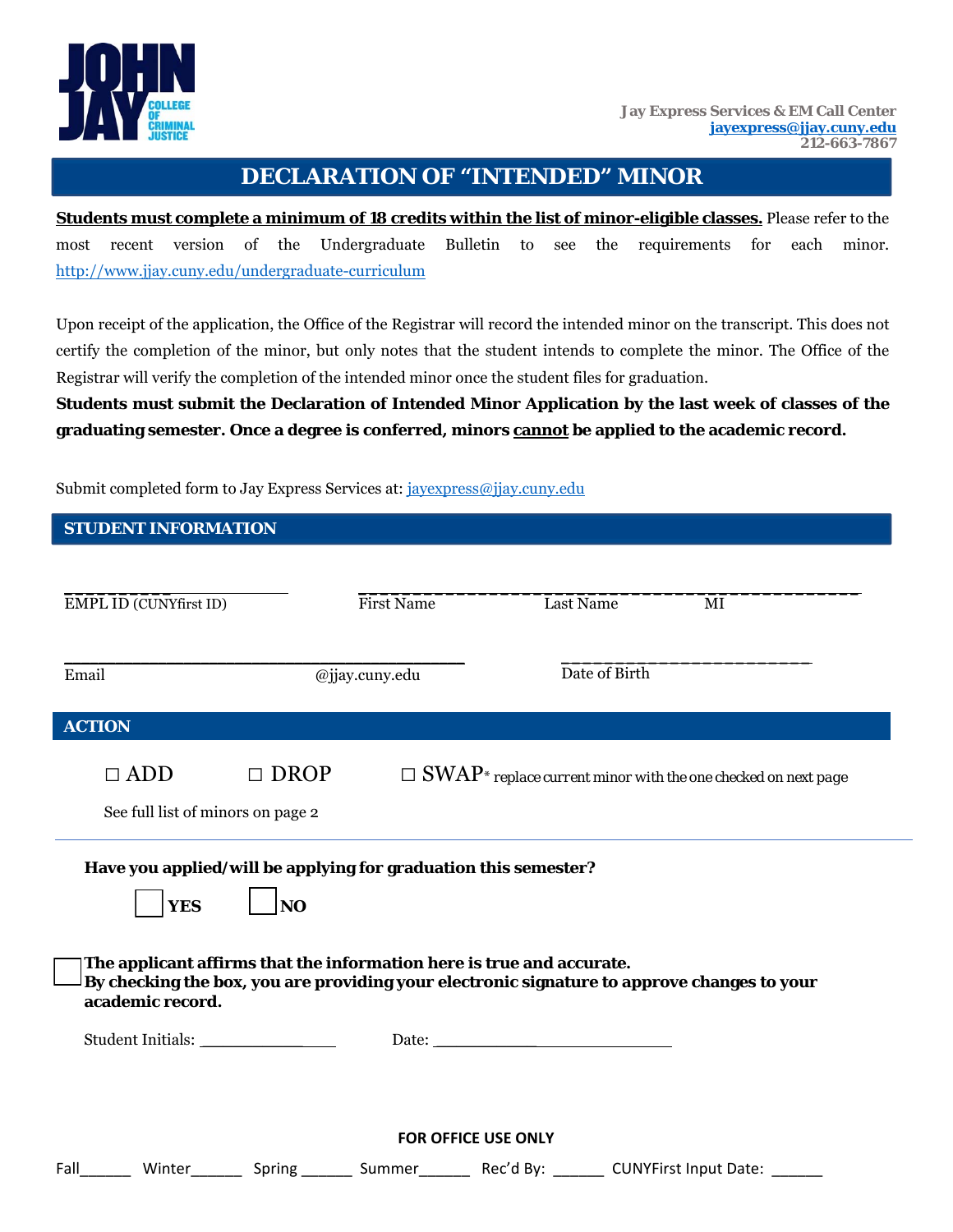Jay Express Services & EM Call Center
jayexpress@jjay.cuny.edu
212-663-7867

# DECLARATION OF "INTENDED" MINOR

**Students must complete a minimum of 18 credits within the list of minor-eligible classes.** Please refer to the most recent version of the Undergraduate Bulletin to see the requirements for each minor. http://www.jjay.cuny.edu/undergraduate-curriculum

Upon receipt of the application, the Office of the Registrar will record the intended minor on the transcript. This does not certify the completion of the minor, but only notes that the student intends to complete the minor. The Office of the Registrar will verify the completion of the intended minor once the student files for graduation.

**Students must submit the Declaration of Intended Minor Application by the last week of classes of the graduating semester. Once a degree is conferred, minors cannot be applied to the academic record.**

Submit completed form to Jay Express Services at: jayexpress@jjay.cuny.edu

## STUDENT INFORMATION

______________________ EMPL ID (CUNYfirst ID)

______________________ First Name ______________________ Last Name ______ MI

______________________ Email @jjay.cuny.edu

______________________ Date of Birth

## ACTION

☐ ADD ☐ DROP ☐ SWAP* replace current minor with the one checked on next page

See full list of minors on page 2

**Have you applied/will be applying for graduation this semester?**

☐ **YES** ☐ **NO**

☐ **The applicant affirms that the information here is true and accurate. By checking the box, you are providing your electronic signature to approve changes to your academic record.**

Student Initials: ________________ Date: ______________________

**FOR OFFICE USE ONLY**

Fall______ Winter______ Spring ______ Summer______ Rec'd By: ______ CUNYFirst Input Date: ______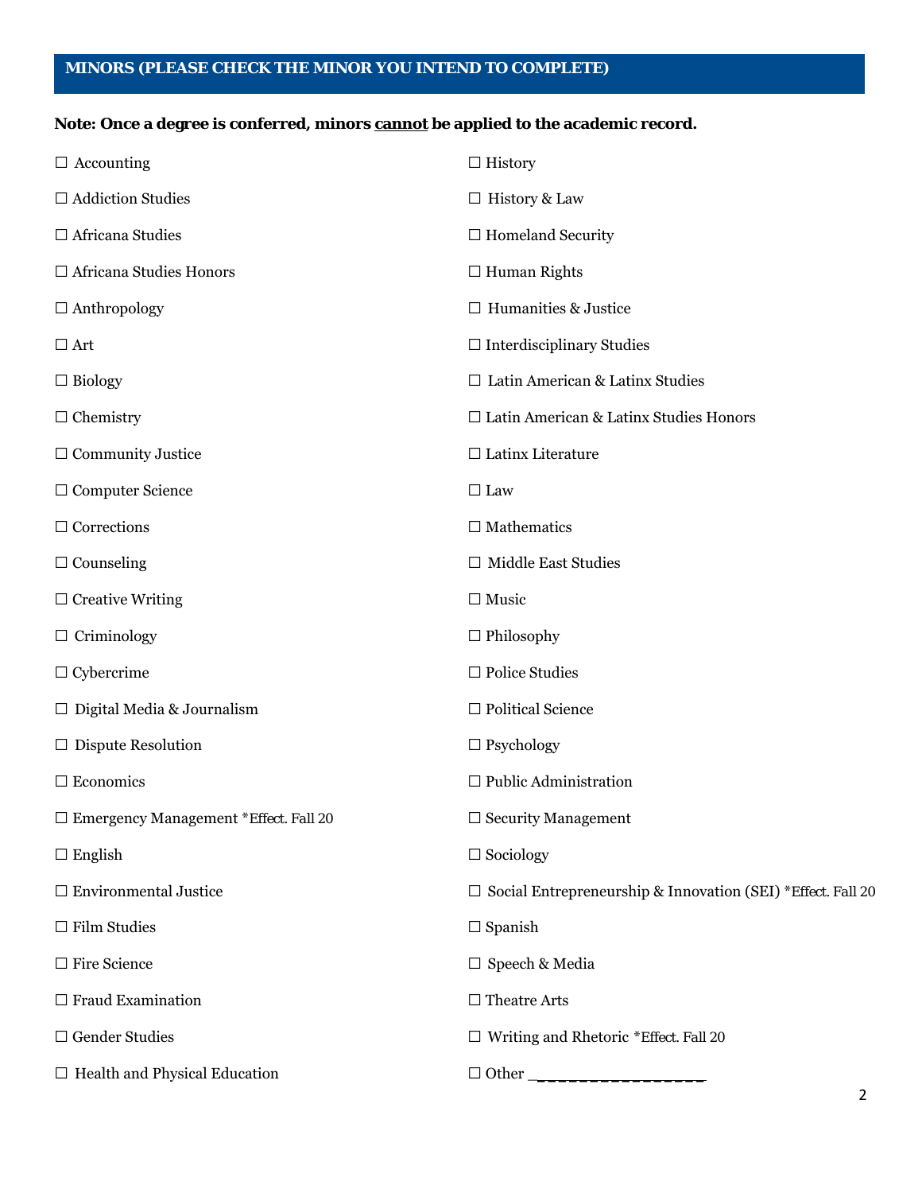## MINORS (PLEASE CHECK THE MINOR YOU INTEND TO COMPLETE)

**Note: Once a degree is conferred, minors <u>cannot</u> be applied to the academic record.**

☐ Accounting

☐ Addiction Studies

☐ Africana Studies

☐ Africana Studies Honors

☐ Anthropology

☐ Art

☐ Biology

☐ Chemistry

☐ Community Justice

☐ Computer Science

☐ Corrections

☐ Counseling

☐ Creative Writing

☐ Criminology

☐ Cybercrime

☐ Digital Media & Journalism

☐ Dispute Resolution

☐ Economics

☐ Emergency Management *Effect. Fall 20

☐ English

☐ Environmental Justice

☐ Film Studies

☐ Fire Science

☐ Fraud Examination

☐ Gender Studies

☐ Health and Physical Education

☐ History

☐ History & Law

☐ Homeland Security

☐ Human Rights

☐ Humanities & Justice

☐ Interdisciplinary Studies

☐ Latin American & Latinx Studies

☐ Latin American & Latinx Studies Honors

☐ Latinx Literature

☐ Law

☐ Mathematics

☐ Middle East Studies

☐ Music

☐ Philosophy

☐ Police Studies

☐ Political Science

☐ Psychology

☐ Public Administration

☐ Security Management

☐ Sociology

☐ Social Entrepreneurship & Innovation (SEI) *Effect. Fall 20

☐ Spanish

☐ Speech & Media

☐ Theatre Arts

☐ Writing and Rhetoric *Effect. Fall 20

☐ Other ________________